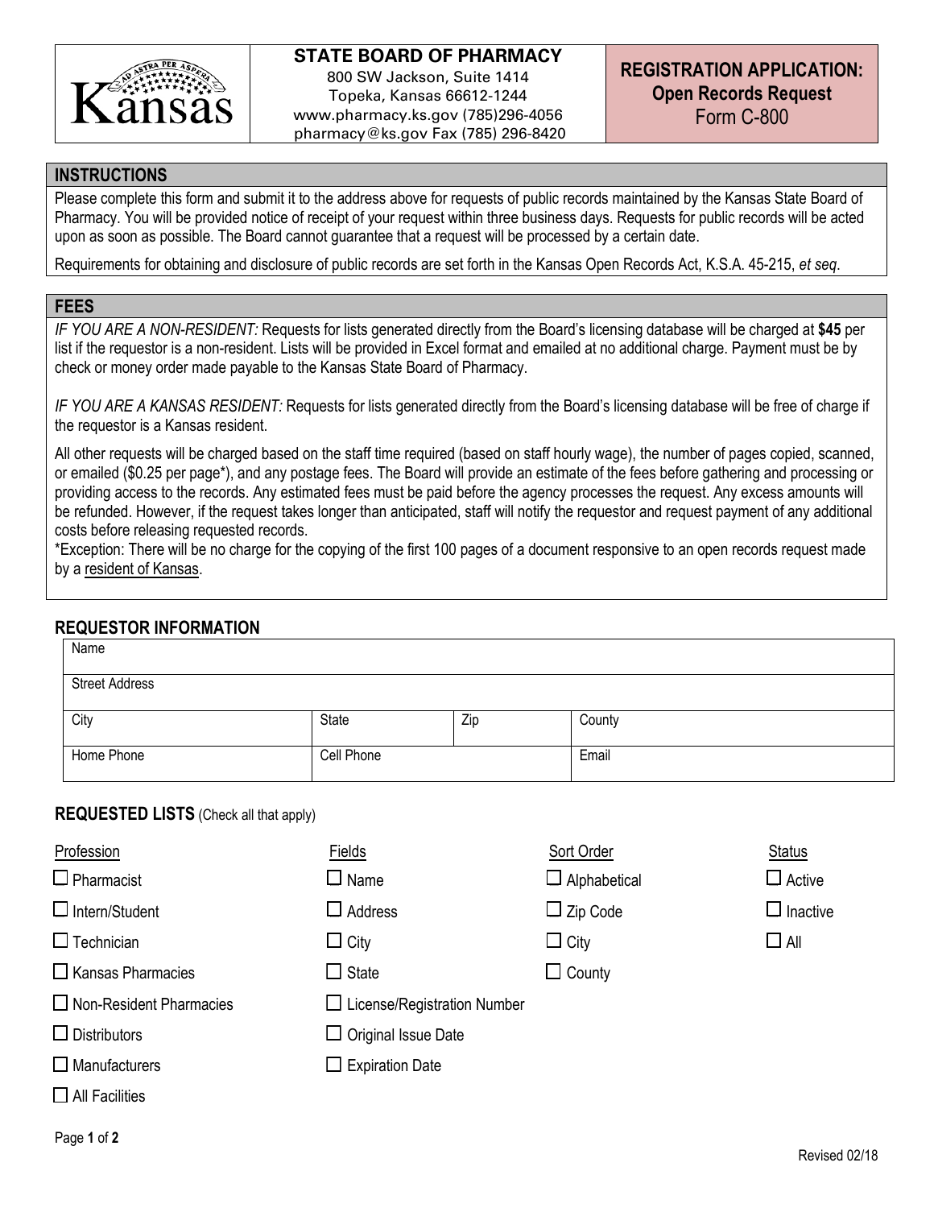**STATE BOARD OF PHARMACY**
800 SW Jackson, Suite 1414
Topeka, Kansas 66612-1244
www.pharmacy.ks.gov (785)296-4056
pharmacy@ks.gov Fax (785) 296-8420

# REGISTRATION APPLICATION: Open Records Request
Form C-800

## INSTRUCTIONS

Please complete this form and submit it to the address above for requests of public records maintained by the Kansas State Board of Pharmacy. You will be provided notice of receipt of your request within three business days. Requests for public records will be acted upon as soon as possible. The Board cannot guarantee that a request will be processed by a certain date.

Requirements for obtaining and disclosure of public records are set forth in the Kansas Open Records Act, K.S.A. 45-215, *et seq*.

## FEES

*IF YOU ARE A NON-RESIDENT:* Requests for lists generated directly from the Board's licensing database will be charged at **$45** per list if the requestor is a non-resident. Lists will be provided in Excel format and emailed at no additional charge. Payment must be by check or money order made payable to the Kansas State Board of Pharmacy.

*IF YOU ARE A KANSAS RESIDENT:* Requests for lists generated directly from the Board's licensing database will be free of charge if the requestor is a Kansas resident.

All other requests will be charged based on the staff time required (based on staff hourly wage), the number of pages copied, scanned, or emailed ($0.25 per page*), and any postage fees. The Board will provide an estimate of the fees before gathering and processing or providing access to the records. Any estimated fees must be paid before the agency processes the request. Any excess amounts will be refunded. However, if the request takes longer than anticipated, staff will notify the requestor and request payment of any additional costs before releasing requested records.
*Exception: There will be no charge for the copying of the first 100 pages of a document responsive to an open records request made by a resident of Kansas.

## REQUESTOR INFORMATION

| Name | | | |
|---|---|---|---|
| Street Address | | | |
| City | State | Zip | County |
| Home Phone | Cell Phone | | Email |

## REQUESTED LISTS (Check all that apply)

| Profession | Fields | Sort Order | Status |
|---|---|---|---|
| ☐ Pharmacist | ☐ Name | ☐ Alphabetical | ☐ Active |
| ☐ Intern/Student | ☐ Address | ☐ Zip Code | ☐ Inactive |
| ☐ Technician | ☐ City | ☐ City | ☐ All |
| ☐ Kansas Pharmacies | ☐ State | ☐ County | |
| ☐ Non-Resident Pharmacies | ☐ License/Registration Number | | |
| ☐ Distributors | ☐ Original Issue Date | | |
| ☐ Manufacturers | ☐ Expiration Date | | |
| ☐ All Facilities | | | |

Revised 02/18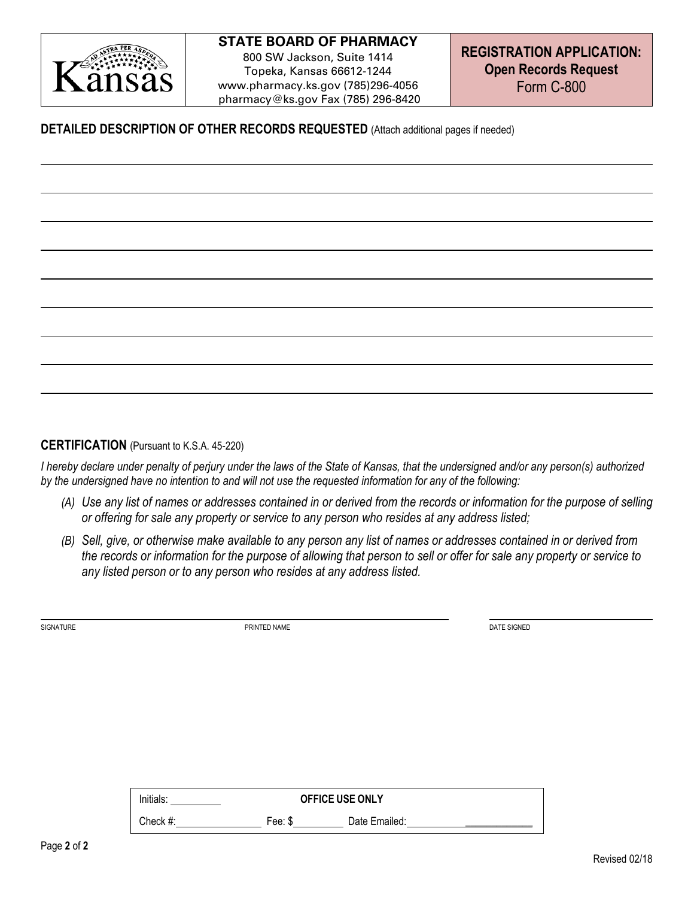**STATE BOARD OF PHARMACY**
800 SW Jackson, Suite 1414
Topeka, Kansas 66612-1244
www.pharmacy.ks.gov (785)296-4056
pharmacy@ks.gov Fax (785) 296-8420

**REGISTRATION APPLICATION:**
**Open Records Request**
Form C-800

**DETAILED DESCRIPTION OF OTHER RECORDS REQUESTED** (Attach additional pages if needed)

\_\_\_\_\_\_\_\_\_\_\_\_\_\_\_\_\_\_\_\_\_\_\_\_\_\_\_\_\_\_\_\_\_\_\_\_\_\_\_\_\_\_\_\_\_\_\_\_\_\_\_\_\_\_\_\_\_\_\_\_\_\_\_\_\_\_\_\_\_\_\_\_

\_\_\_\_\_\_\_\_\_\_\_\_\_\_\_\_\_\_\_\_\_\_\_\_\_\_\_\_\_\_\_\_\_\_\_\_\_\_\_\_\_\_\_\_\_\_\_\_\_\_\_\_\_\_\_\_\_\_\_\_\_\_\_\_\_\_\_\_\_\_\_\_

\_\_\_\_\_\_\_\_\_\_\_\_\_\_\_\_\_\_\_\_\_\_\_\_\_\_\_\_\_\_\_\_\_\_\_\_\_\_\_\_\_\_\_\_\_\_\_\_\_\_\_\_\_\_\_\_\_\_\_\_\_\_\_\_\_\_\_\_\_\_\_\_

\_\_\_\_\_\_\_\_\_\_\_\_\_\_\_\_\_\_\_\_\_\_\_\_\_\_\_\_\_\_\_\_\_\_\_\_\_\_\_\_\_\_\_\_\_\_\_\_\_\_\_\_\_\_\_\_\_\_\_\_\_\_\_\_\_\_\_\_\_\_\_\_

\_\_\_\_\_\_\_\_\_\_\_\_\_\_\_\_\_\_\_\_\_\_\_\_\_\_\_\_\_\_\_\_\_\_\_\_\_\_\_\_\_\_\_\_\_\_\_\_\_\_\_\_\_\_\_\_\_\_\_\_\_\_\_\_\_\_\_\_\_\_\_\_

\_\_\_\_\_\_\_\_\_\_\_\_\_\_\_\_\_\_\_\_\_\_\_\_\_\_\_\_\_\_\_\_\_\_\_\_\_\_\_\_\_\_\_\_\_\_\_\_\_\_\_\_\_\_\_\_\_\_\_\_\_\_\_\_\_\_\_\_\_\_\_\_

\_\_\_\_\_\_\_\_\_\_\_\_\_\_\_\_\_\_\_\_\_\_\_\_\_\_\_\_\_\_\_\_\_\_\_\_\_\_\_\_\_\_\_\_\_\_\_\_\_\_\_\_\_\_\_\_\_\_\_\_\_\_\_\_\_\_\_\_\_\_\_\_

\_\_\_\_\_\_\_\_\_\_\_\_\_\_\_\_\_\_\_\_\_\_\_\_\_\_\_\_\_\_\_\_\_\_\_\_\_\_\_\_\_\_\_\_\_\_\_\_\_\_\_\_\_\_\_\_\_\_\_\_\_\_\_\_\_\_\_\_\_\_\_\_

\_\_\_\_\_\_\_\_\_\_\_\_\_\_\_\_\_\_\_\_\_\_\_\_\_\_\_\_\_\_\_\_\_\_\_\_\_\_\_\_\_\_\_\_\_\_\_\_\_\_\_\_\_\_\_\_\_\_\_\_\_\_\_\_\_\_\_\_\_\_\_\_

**CERTIFICATION** (Pursuant to K.S.A. 45-220)

*I hereby declare under penalty of perjury under the laws of the State of Kansas, that the undersigned and/or any person(s) authorized by the undersigned have no intention to and will not use the requested information for any of the following:*

- *(A) Use any list of names or addresses contained in or derived from the records or information for the purpose of selling or offering for sale any property or service to any person who resides at any address listed;*
- *(B) Sell, give, or otherwise make available to any person any list of names or addresses contained in or derived from the records or information for the purpose of allowing that person to sell or offer for sale any property or service to any listed person or to any person who resides at any address listed.*

\_\_\_\_\_\_\_\_\_\_\_\_\_\_\_\_\_\_\_\_\_\_\_\_\_\_\_\_\_\_\_\_\_\_\_\_\_\_\_\_\_\_\_\_\_\_\_\_\_\_\_\_\_\_ \_\_\_\_\_\_\_\_\_\_\_\_\_\_\_\_\_\_\_\_\_\_
SIGNATURE PRINTED NAME DATE SIGNED

| | | |
|---|---|---|
| Initials: \_\_\_\_\_\_\_\_\_\_ | **OFFICE USE ONLY** | |
| Check #: \_\_\_\_\_\_\_\_\_\_\_\_\_\_\_\_ | Fee: $\_\_\_\_\_\_\_\_\_\_ | Date Emailed: \_\_\_\_\_\_\_\_\_\_\_\_\_\_\_\_\_\_\_\_\_\_\_\_ |

Revised 02/18